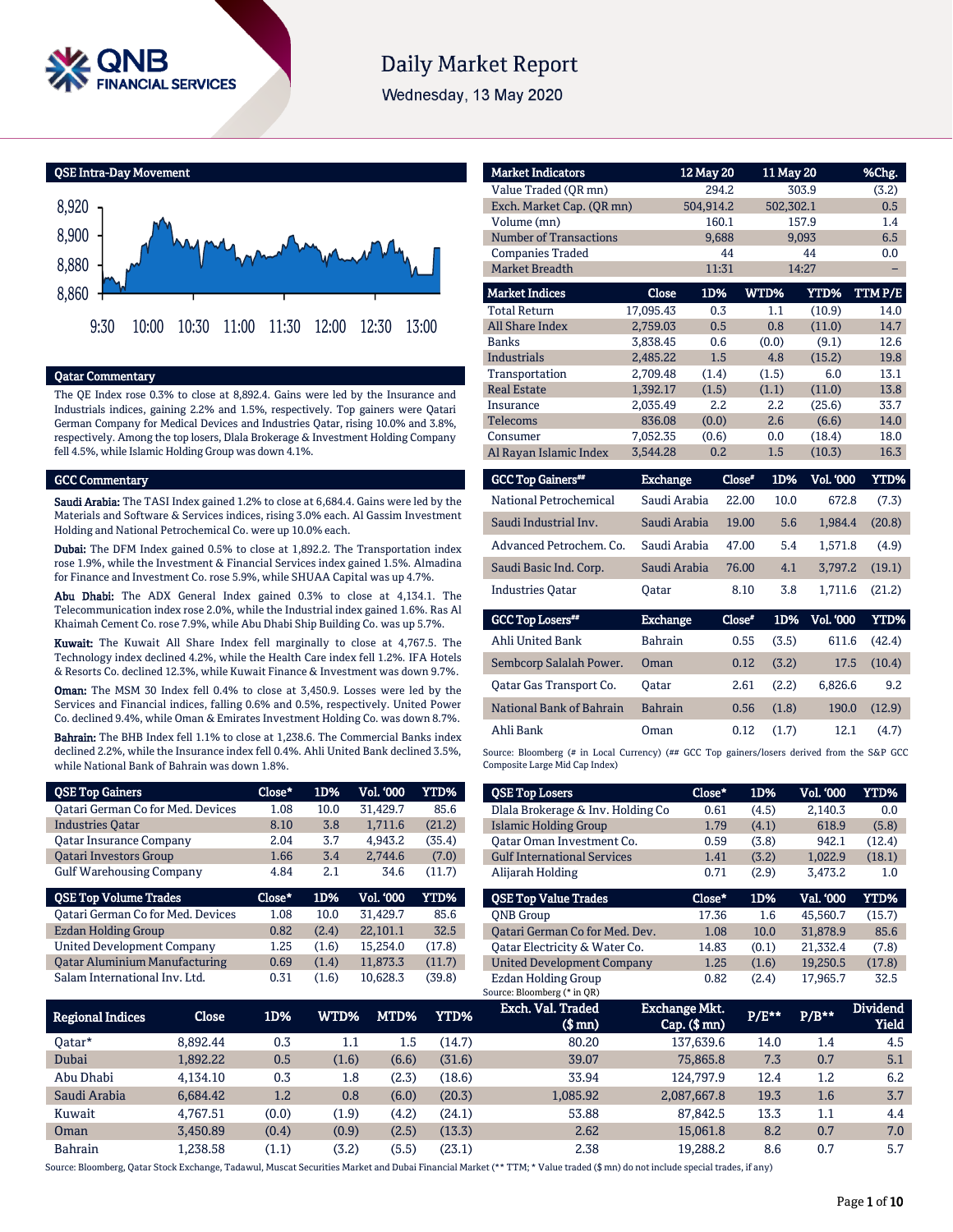# Daily Market Report

Wednesday, 13 May 2020

## QSE Intra-Day Movement

## Qatar Commentary

The QE Index rose 0.3% to close at 8,892.4. Gains were led by the Insurance and Industrials indices, gaining 2.2% and 1.5%, respectively. Top gainers were Qatari German Company for Medical Devices and Industries Qatar, rising 10.0% and 3.8%, respectively. Among the top losers, Dlala Brokerage & Investment Holding Company fell 4.5%, while Islamic Holding Group was down 4.1%.

## GCC Commentary

**Saudi Arabia:** The TASI Index gained 1.2% to close at 6,684.4. Gains were led by the Materials and Software & Services indices, rising 3.0% each. Al Gassim Investment Holding and National Petrochemical Co. were up 10.0% each.

**Dubai:** The DFM Index gained 0.5% to close at 1,892.2. The Transportation index rose 1.9%, while the Investment & Financial Services index gained 1.5%. Almadina for Finance and Investment Co. rose 5.9%, while SHUAA Capital was up 4.7%.

**Abu Dhabi:** The ADX General Index gained 0.3% to close at 4,134.1. The Telecommunication index rose 2.0%, while the Industrial index gained 1.6%. Ras Al Khaimah Cement Co. rose 7.9%, while Abu Dhabi Ship Building Co. was up 5.7%.

**Kuwait:** The Kuwait All Share Index fell marginally to close at 4,767.5. The Technology index declined 4.2%, while the Health Care index fell 1.2%. IFA Hotels & Resorts Co. declined 12.3%, while Kuwait Finance & Investment was down 9.7%.

**Oman:** The MSM 30 Index fell 0.4% to close at 3,450.9. Losses were led by the Services and Financial indices, falling 0.6% and 0.5%, respectively. United Power Co. declined 9.4%, while Oman & Emirates Investment Holding Co. was down 8.7%.

**Bahrain:** The BHB Index fell 1.1% to close at 1,238.6. The Commercial Banks index declined 2.2%, while the Insurance index fell 0.4%. Ahli United Bank declined 3.5%, while National Bank of Bahrain was down 1.8%.

| Market Indicators | 12 May 20 | 11 May 20 | %Chg. |
|---|---|---|---|
| Value Traded (QR mn) | 294.2 | 303.9 | (3.2) |
| Exch. Market Cap. (QR mn) | 504,914.2 | 502,302.1 | 0.5 |
| Volume (mn) | 160.1 | 157.9 | 1.4 |
| Number of Transactions | 9,688 | 9,093 | 6.5 |
| Companies Traded | 44 | 44 | 0.0 |
| Market Breadth | 11:31 | 14:27 | – |

| Market Indices | Close | 1D% | WTD% | YTD% | TTM P/E |
|---|---|---|---|---|---|
| Total Return | 17,095.43 | 0.3 | 1.1 | (10.9) | 14.0 |
| All Share Index | 2,759.03 | 0.5 | 0.8 | (11.0) | 14.7 |
| Banks | 3,838.45 | 0.6 | (0.0) | (9.1) | 12.6 |
| Industrials | 2,485.22 | 1.5 | 4.8 | (15.2) | 19.8 |
| Transportation | 2,709.48 | (1.4) | (1.5) | 6.0 | 13.1 |
| Real Estate | 1,392.17 | (1.5) | (1.1) | (11.0) | 13.8 |
| Insurance | 2,035.49 | 2.2 | 2.2 | (25.6) | 33.7 |
| Telecoms | 836.08 | (0.0) | 2.6 | (6.6) | 14.0 |
| Consumer | 7,052.35 | (0.6) | 0.0 | (18.4) | 18.0 |
| Al Rayan Islamic Index | 3,544.28 | 0.2 | 1.5 | (10.3) | 16.3 |

| GCC Top Gainers## | Exchange | Close# | 1D% | Vol. '000 | YTD% |
|---|---|---|---|---|---|
| National Petrochemical | Saudi Arabia | 22.00 | 10.0 | 672.8 | (7.3) |
| Saudi Industrial Inv. | Saudi Arabia | 19.00 | 5.6 | 1,984.4 | (20.8) |
| Advanced Petrochem. Co. | Saudi Arabia | 47.00 | 5.4 | 1,571.8 | (4.9) |
| Saudi Basic Ind. Corp. | Saudi Arabia | 76.00 | 4.1 | 3,797.2 | (19.1) |
| Industries Qatar | Qatar | 8.10 | 3.8 | 1,711.6 | (21.2) |

| GCC Top Losers## | Exchange | Close# | 1D% | Vol. '000 | YTD% |
|---|---|---|---|---|---|
| Ahli United Bank | Bahrain | 0.55 | (3.5) | 611.6 | (42.4) |
| Sembcorp Salalah Power. | Oman | 0.12 | (3.2) | 17.5 | (10.4) |
| Qatar Gas Transport Co. | Qatar | 2.61 | (2.2) | 6,826.6 | 9.2 |
| National Bank of Bahrain | Bahrain | 0.56 | (1.8) | 190.0 | (12.9) |
| Ahli Bank | Oman | 0.12 | (1.7) | 12.1 | (4.7) |

Source: Bloomberg (# in Local Currency) (## GCC Top gainers/losers derived from the S&P GCC Composite Large Mid Cap Index)

| QSE Top Gainers | Close* | 1D% | Vol. '000 | YTD% |
|---|---|---|---|---|
| Qatari German Co for Med. Devices | 1.08 | 10.0 | 31,429.7 | 85.6 |
| Industries Qatar | 8.10 | 3.8 | 1,711.6 | (21.2) |
| Qatar Insurance Company | 2.04 | 3.7 | 4,943.2 | (35.4) |
| Qatari Investors Group | 1.66 | 3.4 | 2,744.6 | (7.0) |
| Gulf Warehousing Company | 4.84 | 2.1 | 34.6 | (11.7) |

| QSE Top Volume Trades | Close* | 1D% | Vol. '000 | YTD% |
|---|---|---|---|---|
| Qatari German Co for Med. Devices | 1.08 | 10.0 | 31,429.7 | 85.6 |
| Ezdan Holding Group | 0.82 | (2.4) | 22,101.1 | 32.5 |
| United Development Company | 1.25 | (1.6) | 15,254.0 | (17.8) |
| Qatar Aluminium Manufacturing | 0.69 | (1.4) | 11,873.3 | (11.7) |
| Salam International Inv. Ltd. | 0.31 | (1.6) | 10,628.3 | (39.8) |

| QSE Top Losers | Close* | 1D% | Vol. '000 | YTD% |
|---|---|---|---|---|
| Dlala Brokerage & Inv. Holding Co | 0.61 | (4.5) | 2,140.3 | 0.0 |
| Islamic Holding Group | 1.79 | (4.1) | 618.9 | (5.8) |
| Qatar Oman Investment Co. | 0.59 | (3.8) | 942.1 | (12.4) |
| Gulf International Services | 1.41 | (3.2) | 1,022.9 | (18.1) |
| Alijarah Holding | 0.71 | (2.9) | 3,473.2 | 1.0 |

| QSE Top Value Trades | Close* | 1D% | Val. '000 | YTD% |
|---|---|---|---|---|
| QNB Group | 17.36 | 1.6 | 45,560.7 | (15.7) |
| Qatari German Co for Med. Dev. | 1.08 | 10.0 | 31,878.9 | 85.6 |
| Qatar Electricity & Water Co. | 14.83 | (0.1) | 21,332.4 | (7.8) |
| United Development Company | 1.25 | (1.6) | 19,250.5 | (17.8) |
| Ezdan Holding Group | 0.82 | (2.4) | 17,965.7 | 32.5 |

Source: Bloomberg (* in QR)

| Regional Indices | Close | 1D% | WTD% | MTD% | YTD% | Exch. Val. Traded ($ mn) | Exchange Mkt. Cap. ($ mn) | P/E** | P/B** | Dividend Yield |
|---|---|---|---|---|---|---|---|---|---|---|
| Qatar* | 8,892.44 | 0.3 | 1.1 | 1.5 | (14.7) | 80.20 | 137,639.6 | 14.0 | 1.4 | 4.5 |
| Dubai | 1,892.22 | 0.5 | (1.6) | (6.6) | (31.6) | 39.07 | 75,865.8 | 7.3 | 0.7 | 5.1 |
| Abu Dhabi | 4,134.10 | 0.3 | 1.8 | (2.3) | (18.6) | 33.94 | 124,797.9 | 12.4 | 1.2 | 6.2 |
| Saudi Arabia | 6,684.42 | 1.2 | 0.8 | (6.0) | (20.3) | 1,085.92 | 2,087,667.8 | 19.3 | 1.6 | 3.7 |
| Kuwait | 4,767.51 | (0.0) | (1.9) | (4.2) | (24.1) | 53.88 | 87,842.5 | 13.3 | 1.1 | 4.4 |
| Oman | 3,450.89 | (0.4) | (0.9) | (2.5) | (13.3) | 2.62 | 15,061.8 | 8.2 | 0.7 | 7.0 |
| Bahrain | 1,238.58 | (1.1) | (3.2) | (5.5) | (23.1) | 2.38 | 19,288.2 | 8.6 | 0.7 | 5.7 |

Source: Bloomberg, Qatar Stock Exchange, Tadawul, Muscat Securities Market and Dubai Financial Market (** TTM; * Value traded ($ mn) do not include special trades, if any)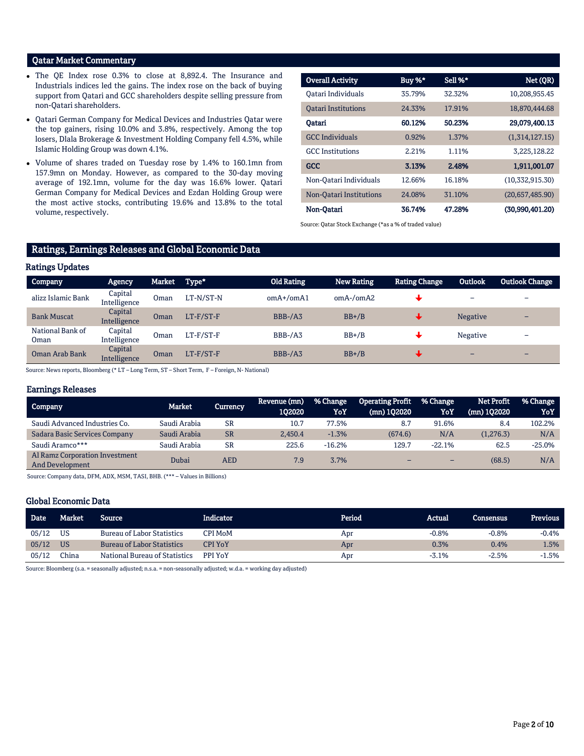## Qatar Market Commentary

- The QE Index rose 0.3% to close at 8,892.4. The Insurance and Industrials indices led the gains. The index rose on the back of buying support from Qatari and GCC shareholders despite selling pressure from non-Qatari shareholders.
- Qatari German Company for Medical Devices and Industries Qatar were the top gainers, rising 10.0% and 3.8%, respectively. Among the top losers, Dlala Brokerage & Investment Holding Company fell 4.5%, while Islamic Holding Group was down 4.1%.
- Volume of shares traded on Tuesday rose by 1.4% to 160.1mn from 157.9mn on Monday. However, as compared to the 30-day moving average of 192.1mn, volume for the day was 16.6% lower. Qatari German Company for Medical Devices and Ezdan Holding Group were the most active stocks, contributing 19.6% and 13.8% to the total volume, respectively.

| Overall Activity | Buy %* | Sell %* | Net (QR) |
|---|---|---|---|
| Qatari Individuals | 35.79% | 32.32% | 10,208,955.45 |
| Qatari Institutions | 24.33% | 17.91% | 18,870,444.68 |
| **Qatari** | **60.12%** | **50.23%** | **29,079,400.13** |
| GCC Individuals | 0.92% | 1.37% | (1,314,127.15) |
| GCC Institutions | 2.21% | 1.11% | 3,225,128.22 |
| **GCC** | **3.13%** | **2.48%** | **1,911,001.07** |
| Non-Qatari Individuals | 12.66% | 16.18% | (10,332,915.30) |
| Non-Qatari Institutions | 24.08% | 31.10% | (20,657,485.90) |
| **Non-Qatari** | **36.74%** | **47.28%** | **(30,990,401.20)** |

Source: Qatar Stock Exchange (*as a % of traded value)

## Ratings, Earnings Releases and Global Economic Data

### Ratings Updates

| Company | Agency | Market | Type* | Old Rating | New Rating | Rating Change | Outlook | Outlook Change |
|---|---|---|---|---|---|---|---|---|
| alizz Islamic Bank | Capital Intelligence | Oman | LT-N/ST-N | omA+/omA1 | omA-/omA2 | ↓ | – | – |
| Bank Muscat | Capital Intelligence | Oman | LT-F/ST-F | BBB-/A3 | BB+/B | ↓ | Negative | – |
| National Bank of Oman | Capital Intelligence | Oman | LT-F/ST-F | BBB-/A3 | BB+/B | ↓ | Negative | – |
| Oman Arab Bank | Capital Intelligence | Oman | LT-F/ST-F | BBB-/A3 | BB+/B | ↓ | – | – |

Source: News reports, Bloomberg (* LT – Long Term, ST – Short Term, F – Foreign, N- National)

### Earnings Releases

| Company | Market | Currency | Revenue (mn) 1Q2020 | % Change YoY | Operating Profit (mn) 1Q2020 | % Change YoY | Net Profit (mn) 1Q2020 | % Change YoY |
|---|---|---|---|---|---|---|---|---|
| Saudi Advanced Industries Co. | Saudi Arabia | SR | 10.7 | 77.5% | 8.7 | 91.6% | 8.4 | 102.2% |
| Sadara Basic Services Company | Saudi Arabia | SR | 2,450.4 | -1.3% | (674.6) | N/A | (1,276.3) | N/A |
| Saudi Aramco*** | Saudi Arabia | SR | 225.6 | -16.2% | 129.7 | -22.1% | 62.5 | -25.0% |
| Al Ramz Corporation Investment And Development | Dubai | AED | 7.9 | 3.7% | – | – | (68.5) | N/A |

Source: Company data, DFM, ADX, MSM, TASI, BHB. (*** – Values in Billions)

### Global Economic Data

| Date | Market | Source | Indicator | Period | Actual | Consensus | Previous |
|---|---|---|---|---|---|---|---|
| 05/12 | US | Bureau of Labor Statistics | CPI MoM | Apr | -0.8% | -0.8% | -0.4% |
| 05/12 | US | Bureau of Labor Statistics | CPI YoY | Apr | 0.3% | 0.4% | 1.5% |
| 05/12 | China | National Bureau of Statistics | PPI YoY | Apr | -3.1% | -2.5% | -1.5% |

Source: Bloomberg (s.a. = seasonally adjusted; n.s.a. = non-seasonally adjusted; w.d.a. = working day adjusted)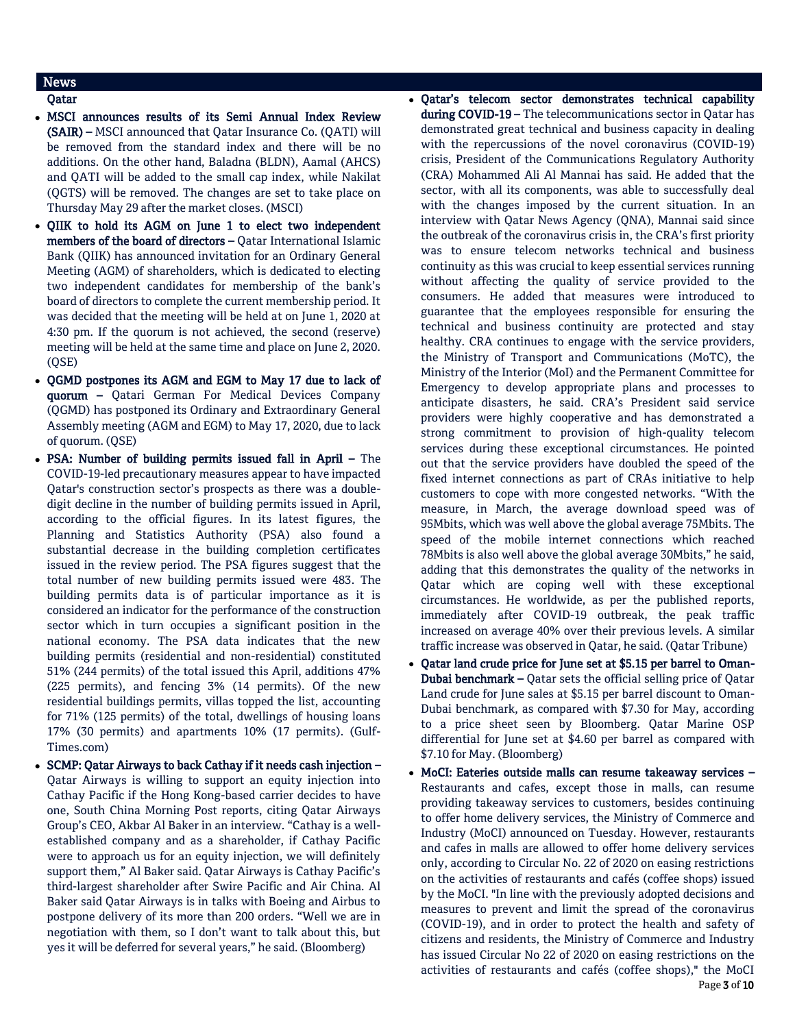## News

### Qatar

- **MSCI announces results of its Semi Annual Index Review (SAIR) –** MSCI announced that Qatar Insurance Co. (QATI) will be removed from the standard index and there will be no additions. On the other hand, Baladna (BLDN), Aamal (AHCS) and QATI will be added to the small cap index, while Nakilat (QGTS) will be removed. The changes are set to take place on Thursday May 29 after the market closes. (MSCI)
- **QIIK to hold its AGM on June 1 to elect two independent members of the board of directors –** Qatar International Islamic Bank (QIIK) has announced invitation for an Ordinary General Meeting (AGM) of shareholders, which is dedicated to electing two independent candidates for membership of the bank's board of directors to complete the current membership period. It was decided that the meeting will be held at on June 1, 2020 at 4:30 pm. If the quorum is not achieved, the second (reserve) meeting will be held at the same time and place on June 2, 2020. (QSE)
- **QGMD postpones its AGM and EGM to May 17 due to lack of quorum –** Qatari German For Medical Devices Company (QGMD) has postponed its Ordinary and Extraordinary General Assembly meeting (AGM and EGM) to May 17, 2020, due to lack of quorum. (QSE)
- **PSA: Number of building permits issued fall in April –** The COVID-19-led precautionary measures appear to have impacted Qatar's construction sector's prospects as there was a double-digit decline in the number of building permits issued in April, according to the official figures. In its latest figures, the Planning and Statistics Authority (PSA) also found a substantial decrease in the building completion certificates issued in the review period. The PSA figures suggest that the total number of new building permits issued were 483. The building permits data is of particular importance as it is considered an indicator for the performance of the construction sector which in turn occupies a significant position in the national economy. The PSA data indicates that the new building permits (residential and non-residential) constituted 51% (244 permits) of the total issued this April, additions 47% (225 permits), and fencing 3% (14 permits). Of the new residential buildings permits, villas topped the list, accounting for 71% (125 permits) of the total, dwellings of housing loans 17% (30 permits) and apartments 10% (17 permits). (Gulf-Times.com)
- **SCMP: Qatar Airways to back Cathay if it needs cash injection –** Qatar Airways is willing to support an equity injection into Cathay Pacific if the Hong Kong-based carrier decides to have one, South China Morning Post reports, citing Qatar Airways Group's CEO, Akbar Al Baker in an interview. "Cathay is a well-established company and as a shareholder, if Cathay Pacific were to approach us for an equity injection, we will definitely support them," Al Baker said. Qatar Airways is Cathay Pacific's third-largest shareholder after Swire Pacific and Air China. Al Baker said Qatar Airways is in talks with Boeing and Airbus to postpone delivery of its more than 200 orders. "Well we are in negotiation with them, so I don't want to talk about this, but yes it will be deferred for several years," he said. (Bloomberg)
- **Qatar's telecom sector demonstrates technical capability during COVID-19 –** The telecommunications sector in Qatar has demonstrated great technical and business capacity in dealing with the repercussions of the novel coronavirus (COVID-19) crisis, President of the Communications Regulatory Authority (CRA) Mohammed Ali Al Mannai has said. He added that the sector, with all its components, was able to successfully deal with the changes imposed by the current situation. In an interview with Qatar News Agency (QNA), Mannai said since the outbreak of the coronavirus crisis in, the CRA's first priority was to ensure telecom networks technical and business continuity as this was crucial to keep essential services running without affecting the quality of service provided to the consumers. He added that measures were introduced to guarantee that the employees responsible for ensuring the technical and business continuity are protected and stay healthy. CRA continues to engage with the service providers, the Ministry of Transport and Communications (MoTC), the Ministry of the Interior (MoI) and the Permanent Committee for Emergency to develop appropriate plans and processes to anticipate disasters, he said. CRA's President said service providers were highly cooperative and has demonstrated a strong commitment to provision of high-quality telecom services during these exceptional circumstances. He pointed out that the service providers have doubled the speed of the fixed internet connections as part of CRAs initiative to help customers to cope with more congested networks. "With the measure, in March, the average download speed was of 95Mbits, which was well above the global average 75Mbits. The speed of the mobile internet connections which reached 78Mbits is also well above the global average 30Mbits," he said, adding that this demonstrates the quality of the networks in Qatar which are coping well with these exceptional circumstances. He worldwide, as per the published reports, immediately after COVID-19 outbreak, the peak traffic increased on average 40% over their previous levels. A similar traffic increase was observed in Qatar, he said. (Qatar Tribune)
- **Qatar land crude price for June set at $5.15 per barrel to Oman-Dubai benchmark –** Qatar sets the official selling price of Qatar Land crude for June sales at $5.15 per barrel discount to Oman-Dubai benchmark, as compared with $7.30 for May, according to a price sheet seen by Bloomberg. Qatar Marine OSP differential for June set at $4.60 per barrel as compared with $7.10 for May. (Bloomberg)
- **MoCI: Eateries outside malls can resume takeaway services –** Restaurants and cafes, except those in malls, can resume providing takeaway services to customers, besides continuing to offer home delivery services, the Ministry of Commerce and Industry (MoCI) announced on Tuesday. However, restaurants and cafes in malls are allowed to offer home delivery services only, according to Circular No. 22 of 2020 on easing restrictions on the activities of restaurants and cafés (coffee shops) issued by the MoCI. "In line with the previously adopted decisions and measures to prevent and limit the spread of the coronavirus (COVID-19), and in order to protect the health and safety of citizens and residents, the Ministry of Commerce and Industry has issued Circular No 22 of 2020 on easing restrictions on the activities of restaurants and cafés (coffee shops)," the MoCI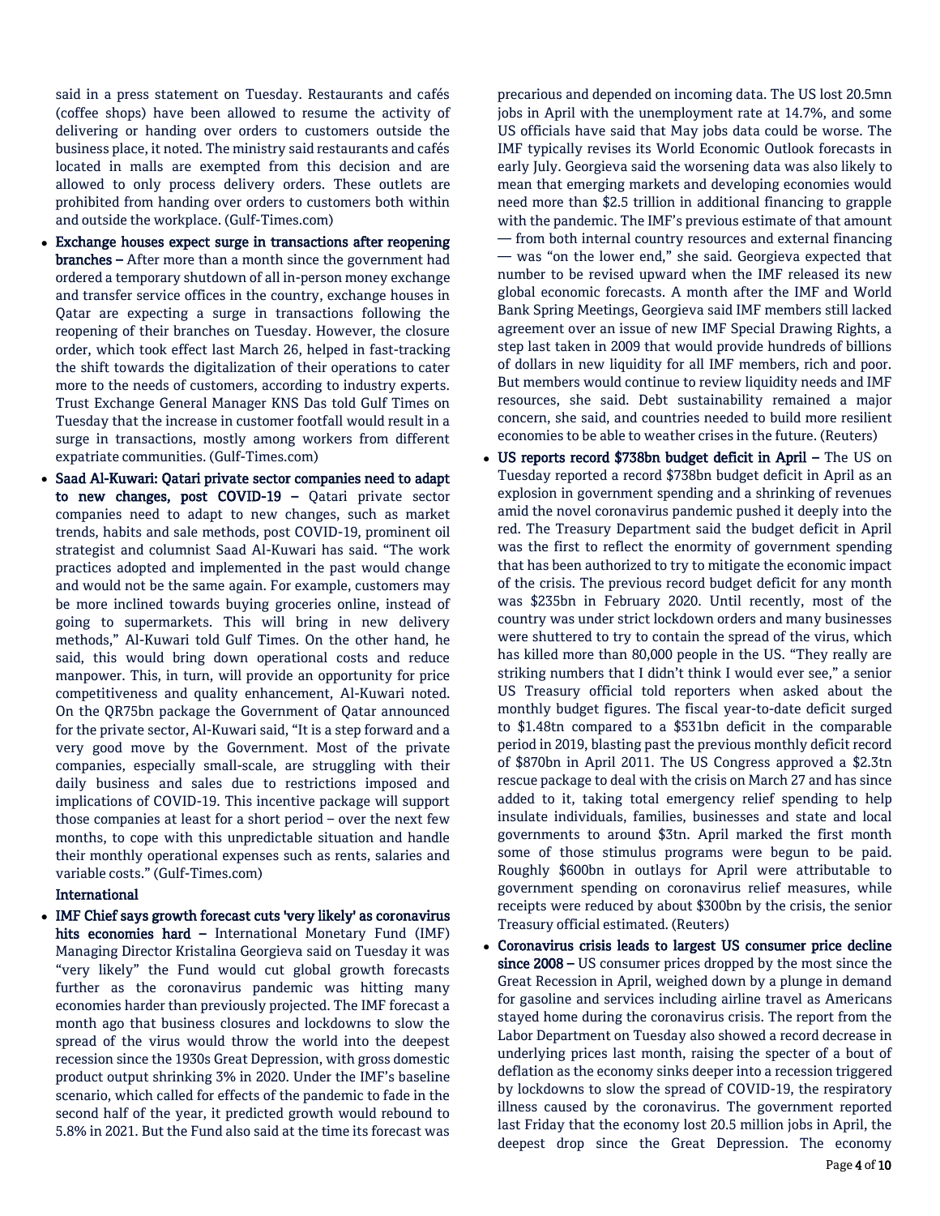said in a press statement on Tuesday. Restaurants and cafés (coffee shops) have been allowed to resume the activity of delivering or handing over orders to customers outside the business place, it noted. The ministry said restaurants and cafés located in malls are exempted from this decision and are allowed to only process delivery orders. These outlets are prohibited from handing over orders to customers both within and outside the workplace. (Gulf-Times.com)

- **Exchange houses expect surge in transactions after reopening branches –** After more than a month since the government had ordered a temporary shutdown of all in-person money exchange and transfer service offices in the country, exchange houses in Qatar are expecting a surge in transactions following the reopening of their branches on Tuesday. However, the closure order, which took effect last March 26, helped in fast-tracking the shift towards the digitalization of their operations to cater more to the needs of customers, according to industry experts. Trust Exchange General Manager KNS Das told Gulf Times on Tuesday that the increase in customer footfall would result in a surge in transactions, mostly among workers from different expatriate communities. (Gulf-Times.com)
- **Saad Al-Kuwari: Qatari private sector companies need to adapt to new changes, post COVID-19 –** Qatari private sector companies need to adapt to new changes, such as market trends, habits and sale methods, post COVID-19, prominent oil strategist and columnist Saad Al-Kuwari has said. "The work practices adopted and implemented in the past would change and would not be the same again. For example, customers may be more inclined towards buying groceries online, instead of going to supermarkets. This will bring in new delivery methods," Al-Kuwari told Gulf Times. On the other hand, he said, this would bring down operational costs and reduce manpower. This, in turn, will provide an opportunity for price competitiveness and quality enhancement, Al-Kuwari noted. On the QR75bn package the Government of Qatar announced for the private sector, Al-Kuwari said, "It is a step forward and a very good move by the Government. Most of the private companies, especially small-scale, are struggling with their daily business and sales due to restrictions imposed and implications of COVID-19. This incentive package will support those companies at least for a short period – over the next few months, to cope with this unpredictable situation and handle their monthly operational expenses such as rents, salaries and variable costs." (Gulf-Times.com)

**International**

- **IMF Chief says growth forecast cuts 'very likely' as coronavirus hits economies hard –** International Monetary Fund (IMF) Managing Director Kristalina Georgieva said on Tuesday it was "very likely" the Fund would cut global growth forecasts further as the coronavirus pandemic was hitting many economies harder than previously projected. The IMF forecast a month ago that business closures and lockdowns to slow the spread of the virus would throw the world into the deepest recession since the 1930s Great Depression, with gross domestic product output shrinking 3% in 2020. Under the IMF's baseline scenario, which called for effects of the pandemic to fade in the second half of the year, it predicted growth would rebound to 5.8% in 2021. But the Fund also said at the time its forecast was precarious and depended on incoming data. The US lost 20.5mn jobs in April with the unemployment rate at 14.7%, and some US officials have said that May jobs data could be worse. The IMF typically revises its World Economic Outlook forecasts in early July. Georgieva said the worsening data was also likely to mean that emerging markets and developing economies would need more than $2.5 trillion in additional financing to grapple with the pandemic. The IMF's previous estimate of that amount — from both internal country resources and external financing — was "on the lower end," she said. Georgieva expected that number to be revised upward when the IMF released its new global economic forecasts. A month after the IMF and World Bank Spring Meetings, Georgieva said IMF members still lacked agreement over an issue of new IMF Special Drawing Rights, a step last taken in 2009 that would provide hundreds of billions of dollars in new liquidity for all IMF members, rich and poor. But members would continue to review liquidity needs and IMF resources, she said. Debt sustainability remained a major concern, she said, and countries needed to build more resilient economies to be able to weather crises in the future. (Reuters)
- **US reports record $738bn budget deficit in April –** The US on Tuesday reported a record $738bn budget deficit in April as an explosion in government spending and a shrinking of revenues amid the novel coronavirus pandemic pushed it deeply into the red. The Treasury Department said the budget deficit in April was the first to reflect the enormity of government spending that has been authorized to try to mitigate the economic impact of the crisis. The previous record budget deficit for any month was $235bn in February 2020. Until recently, most of the country was under strict lockdown orders and many businesses were shuttered to try to contain the spread of the virus, which has killed more than 80,000 people in the US. "They really are striking numbers that I didn't think I would ever see," a senior US Treasury official told reporters when asked about the monthly budget figures. The fiscal year-to-date deficit surged to $1.48tn compared to a $531bn deficit in the comparable period in 2019, blasting past the previous monthly deficit record of $870bn in April 2011. The US Congress approved a $2.3tn rescue package to deal with the crisis on March 27 and has since added to it, taking total emergency relief spending to help insulate individuals, families, businesses and state and local governments to around $3tn. April marked the first month some of those stimulus programs were begun to be paid. Roughly $600bn in outlays for April were attributable to government spending on coronavirus relief measures, while receipts were reduced by about $300bn by the crisis, the senior Treasury official estimated. (Reuters)
- **Coronavirus crisis leads to largest US consumer price decline since 2008 –** US consumer prices dropped by the most since the Great Recession in April, weighed down by a plunge in demand for gasoline and services including airline travel as Americans stayed home during the coronavirus crisis. The report from the Labor Department on Tuesday also showed a record decrease in underlying prices last month, raising the specter of a bout of deflation as the economy sinks deeper into a recession triggered by lockdowns to slow the spread of COVID-19, the respiratory illness caused by the coronavirus. The government reported last Friday that the economy lost 20.5 million jobs in April, the deepest drop since the Great Depression. The economy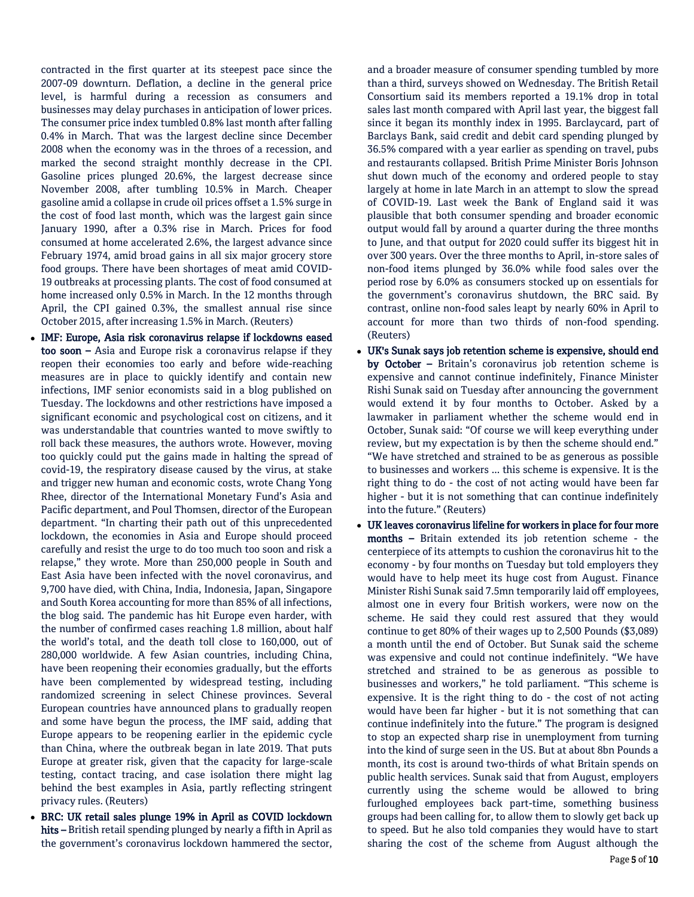contracted in the first quarter at its steepest pace since the 2007-09 downturn. Deflation, a decline in the general price level, is harmful during a recession as consumers and businesses may delay purchases in anticipation of lower prices. The consumer price index tumbled 0.8% last month after falling 0.4% in March. That was the largest decline since December 2008 when the economy was in the throes of a recession, and marked the second straight monthly decrease in the CPI. Gasoline prices plunged 20.6%, the largest decrease since November 2008, after tumbling 10.5% in March. Cheaper gasoline amid a collapse in crude oil prices offset a 1.5% surge in the cost of food last month, which was the largest gain since January 1990, after a 0.3% rise in March. Prices for food consumed at home accelerated 2.6%, the largest advance since February 1974, amid broad gains in all six major grocery store food groups. There have been shortages of meat amid COVID-19 outbreaks at processing plants. The cost of food consumed at home increased only 0.5% in March. In the 12 months through April, the CPI gained 0.3%, the smallest annual rise since October 2015, after increasing 1.5% in March. (Reuters)

- **IMF: Europe, Asia risk coronavirus relapse if lockdowns eased too soon –** Asia and Europe risk a coronavirus relapse if they reopen their economies too early and before wide-reaching measures are in place to quickly identify and contain new infections, IMF senior economists said in a blog published on Tuesday. The lockdowns and other restrictions have imposed a significant economic and psychological cost on citizens, and it was understandable that countries wanted to move swiftly to roll back these measures, the authors wrote. However, moving too quickly could put the gains made in halting the spread of covid-19, the respiratory disease caused by the virus, at stake and trigger new human and economic costs, wrote Chang Yong Rhee, director of the International Monetary Fund's Asia and Pacific department, and Poul Thomsen, director of the European department. "In charting their path out of this unprecedented lockdown, the economies in Asia and Europe should proceed carefully and resist the urge to do too much too soon and risk a relapse," they wrote. More than 250,000 people in South and East Asia have been infected with the novel coronavirus, and 9,700 have died, with China, India, Indonesia, Japan, Singapore and South Korea accounting for more than 85% of all infections, the blog said. The pandemic has hit Europe even harder, with the number of confirmed cases reaching 1.8 million, about half the world's total, and the death toll close to 160,000, out of 280,000 worldwide. A few Asian countries, including China, have been reopening their economies gradually, but the efforts have been complemented by widespread testing, including randomized screening in select Chinese provinces. Several European countries have announced plans to gradually reopen and some have begun the process, the IMF said, adding that Europe appears to be reopening earlier in the epidemic cycle than China, where the outbreak began in late 2019. That puts Europe at greater risk, given that the capacity for large-scale testing, contact tracing, and case isolation there might lag behind the best examples in Asia, partly reflecting stringent privacy rules. (Reuters)
- **BRC: UK retail sales plunge 19% in April as COVID lockdown hits –** British retail spending plunged by nearly a fifth in April as the government's coronavirus lockdown hammered the sector, and a broader measure of consumer spending tumbled by more than a third, surveys showed on Wednesday. The British Retail Consortium said its members reported a 19.1% drop in total sales last month compared with April last year, the biggest fall since it began its monthly index in 1995. Barclaycard, part of Barclays Bank, said credit and debit card spending plunged by 36.5% compared with a year earlier as spending on travel, pubs and restaurants collapsed. British Prime Minister Boris Johnson shut down much of the economy and ordered people to stay largely at home in late March in an attempt to slow the spread of COVID-19. Last week the Bank of England said it was plausible that both consumer spending and broader economic output would fall by around a quarter during the three months to June, and that output for 2020 could suffer its biggest hit in over 300 years. Over the three months to April, in-store sales of non-food items plunged by 36.0% while food sales over the period rose by 6.0% as consumers stocked up on essentials for the government's coronavirus shutdown, the BRC said. By contrast, online non-food sales leapt by nearly 60% in April to account for more than two thirds of non-food spending. (Reuters)
- **UK's Sunak says job retention scheme is expensive, should end by October –** Britain's coronavirus job retention scheme is expensive and cannot continue indefinitely, Finance Minister Rishi Sunak said on Tuesday after announcing the government would extend it by four months to October. Asked by a lawmaker in parliament whether the scheme would end in October, Sunak said: "Of course we will keep everything under review, but my expectation is by then the scheme should end." "We have stretched and strained to be as generous as possible to businesses and workers ... this scheme is expensive. It is the right thing to do - the cost of not acting would have been far higher - but it is not something that can continue indefinitely into the future." (Reuters)
- **UK leaves coronavirus lifeline for workers in place for four more months –** Britain extended its job retention scheme - the centerpiece of its attempts to cushion the coronavirus hit to the economy - by four months on Tuesday but told employers they would have to help meet its huge cost from August. Finance Minister Rishi Sunak said 7.5mn temporarily laid off employees, almost one in every four British workers, were now on the scheme. He said they could rest assured that they would continue to get 80% of their wages up to 2,500 Pounds ($3,089) a month until the end of October. But Sunak said the scheme was expensive and could not continue indefinitely. "We have stretched and strained to be as generous as possible to businesses and workers," he told parliament. "This scheme is expensive. It is the right thing to do - the cost of not acting would have been far higher - but it is not something that can continue indefinitely into the future." The program is designed to stop an expected sharp rise in unemployment from turning into the kind of surge seen in the US. But at about 8bn Pounds a month, its cost is around two-thirds of what Britain spends on public health services. Sunak said that from August, employers currently using the scheme would be allowed to bring furloughed employees back part-time, something business groups had been calling for, to allow them to slowly get back up to speed. But he also told companies they would have to start sharing the cost of the scheme from August although the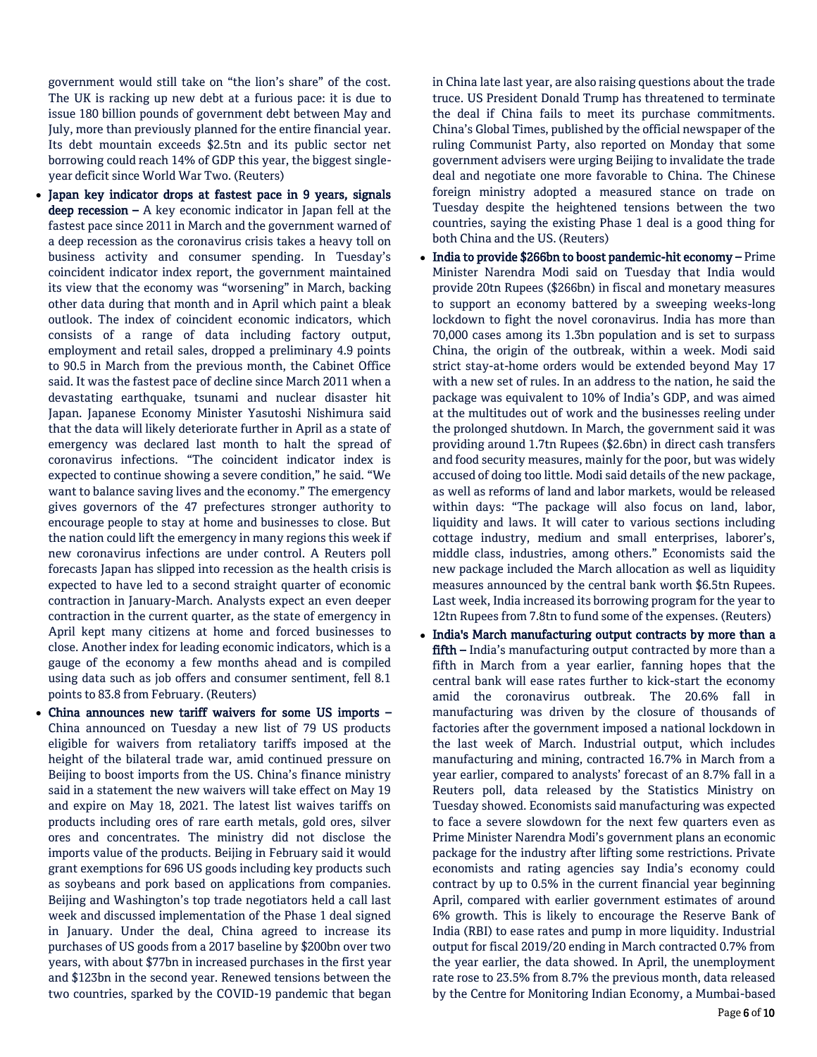government would still take on "the lion's share" of the cost. The UK is racking up new debt at a furious pace: it is due to issue 180 billion pounds of government debt between May and July, more than previously planned for the entire financial year. Its debt mountain exceeds $2.5tn and its public sector net borrowing could reach 14% of GDP this year, the biggest single-year deficit since World War Two. (Reuters)

- **Japan key indicator drops at fastest pace in 9 years, signals deep recession –** A key economic indicator in Japan fell at the fastest pace since 2011 in March and the government warned of a deep recession as the coronavirus crisis takes a heavy toll on business activity and consumer spending. In Tuesday's coincident indicator index report, the government maintained its view that the economy was "worsening" in March, backing other data during that month and in April which paint a bleak outlook. The index of coincident economic indicators, which consists of a range of data including factory output, employment and retail sales, dropped a preliminary 4.9 points to 90.5 in March from the previous month, the Cabinet Office said. It was the fastest pace of decline since March 2011 when a devastating earthquake, tsunami and nuclear disaster hit Japan. Japanese Economy Minister Yasutoshi Nishimura said that the data will likely deteriorate further in April as a state of emergency was declared last month to halt the spread of coronavirus infections. "The coincident indicator index is expected to continue showing a severe condition," he said. "We want to balance saving lives and the economy." The emergency gives governors of the 47 prefectures stronger authority to encourage people to stay at home and businesses to close. But the nation could lift the emergency in many regions this week if new coronavirus infections are under control. A Reuters poll forecasts Japan has slipped into recession as the health crisis is expected to have led to a second straight quarter of economic contraction in January-March. Analysts expect an even deeper contraction in the current quarter, as the state of emergency in April kept many citizens at home and forced businesses to close. Another index for leading economic indicators, which is a gauge of the economy a few months ahead and is compiled using data such as job offers and consumer sentiment, fell 8.1 points to 83.8 from February. (Reuters)
- **China announces new tariff waivers for some US imports –** China announced on Tuesday a new list of 79 US products eligible for waivers from retaliatory tariffs imposed at the height of the bilateral trade war, amid continued pressure on Beijing to boost imports from the US. China's finance ministry said in a statement the new waivers will take effect on May 19 and expire on May 18, 2021. The latest list waives tariffs on products including ores of rare earth metals, gold ores, silver ores and concentrates. The ministry did not disclose the imports value of the products. Beijing in February said it would grant exemptions for 696 US goods including key products such as soybeans and pork based on applications from companies. Beijing and Washington's top trade negotiators held a call last week and discussed implementation of the Phase 1 deal signed in January. Under the deal, China agreed to increase its purchases of US goods from a 2017 baseline by $200bn over two years, with about $77bn in increased purchases in the first year and $123bn in the second year. Renewed tensions between the two countries, sparked by the COVID-19 pandemic that began in China late last year, are also raising questions about the trade truce. US President Donald Trump has threatened to terminate the deal if China fails to meet its purchase commitments. China's Global Times, published by the official newspaper of the ruling Communist Party, also reported on Monday that some government advisers were urging Beijing to invalidate the trade deal and negotiate one more favorable to China. The Chinese foreign ministry adopted a measured stance on trade on Tuesday despite the heightened tensions between the two countries, saying the existing Phase 1 deal is a good thing for both China and the US. (Reuters)
- **India to provide $266bn to boost pandemic-hit economy –** Prime Minister Narendra Modi said on Tuesday that India would provide 20tn Rupees ($266bn) in fiscal and monetary measures to support an economy battered by a sweeping weeks-long lockdown to fight the novel coronavirus. India has more than 70,000 cases among its 1.3bn population and is set to surpass China, the origin of the outbreak, within a week. Modi said strict stay-at-home orders would be extended beyond May 17 with a new set of rules. In an address to the nation, he said the package was equivalent to 10% of India's GDP, and was aimed at the multitudes out of work and the businesses reeling under the prolonged shutdown. In March, the government said it was providing around 1.7tn Rupees ($2.6bn) in direct cash transfers and food security measures, mainly for the poor, but was widely accused of doing too little. Modi said details of the new package, as well as reforms of land and labor markets, would be released within days: "The package will also focus on land, labor, liquidity and laws. It will cater to various sections including cottage industry, medium and small enterprises, laborer's, middle class, industries, among others." Economists said the new package included the March allocation as well as liquidity measures announced by the central bank worth $6.5tn Rupees. Last week, India increased its borrowing program for the year to 12tn Rupees from 7.8tn to fund some of the expenses. (Reuters)
- **India's March manufacturing output contracts by more than a fifth –** India's manufacturing output contracted by more than a fifth in March from a year earlier, fanning hopes that the central bank will ease rates further to kick-start the economy amid the coronavirus outbreak. The 20.6% fall in manufacturing was driven by the closure of thousands of factories after the government imposed a national lockdown in the last week of March. Industrial output, which includes manufacturing and mining, contracted 16.7% in March from a year earlier, compared to analysts' forecast of an 8.7% fall in a Reuters poll, data released by the Statistics Ministry on Tuesday showed. Economists said manufacturing was expected to face a severe slowdown for the next few quarters even as Prime Minister Narendra Modi's government plans an economic package for the industry after lifting some restrictions. Private economists and rating agencies say India's economy could contract by up to 0.5% in the current financial year beginning April, compared with earlier government estimates of around 6% growth. This is likely to encourage the Reserve Bank of India (RBI) to ease rates and pump in more liquidity. Industrial output for fiscal 2019/20 ending in March contracted 0.7% from the year earlier, the data showed. In April, the unemployment rate rose to 23.5% from 8.7% the previous month, data released by the Centre for Monitoring Indian Economy, a Mumbai-based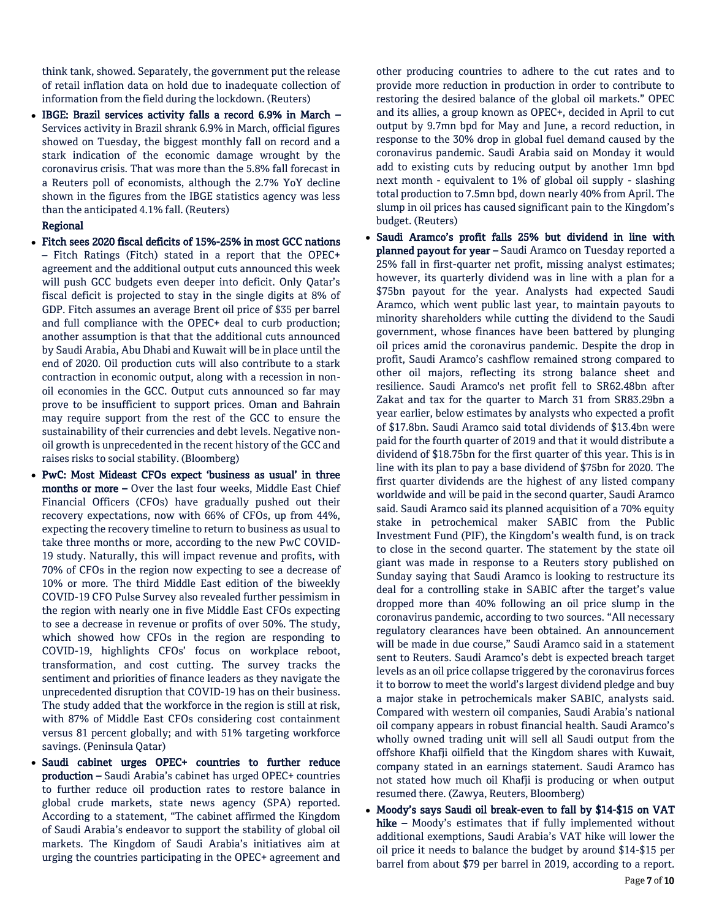think tank, showed. Separately, the government put the release of retail inflation data on hold due to inadequate collection of information from the field during the lockdown. (Reuters)

- **IBGE: Brazil services activity falls a record 6.9% in March –** Services activity in Brazil shrank 6.9% in March, official figures showed on Tuesday, the biggest monthly fall on record and a stark indication of the economic damage wrought by the coronavirus crisis. That was more than the 5.8% fall forecast in a Reuters poll of economists, although the 2.7% YoY decline shown in the figures from the IBGE statistics agency was less than the anticipated 4.1% fall. (Reuters)

**Regional**

- **Fitch sees 2020 fiscal deficits of 15%-25% in most GCC nations –** Fitch Ratings (Fitch) stated in a report that the OPEC+ agreement and the additional output cuts announced this week will push GCC budgets even deeper into deficit. Only Qatar's fiscal deficit is projected to stay in the single digits at 8% of GDP. Fitch assumes an average Brent oil price of $35 per barrel and full compliance with the OPEC+ deal to curb production; another assumption is that that the additional cuts announced by Saudi Arabia, Abu Dhabi and Kuwait will be in place until the end of 2020. Oil production cuts will also contribute to a stark contraction in economic output, along with a recession in non-oil economies in the GCC. Output cuts announced so far may prove to be insufficient to support prices. Oman and Bahrain may require support from the rest of the GCC to ensure the sustainability of their currencies and debt levels. Negative non-oil growth is unprecedented in the recent history of the GCC and raises risks to social stability. (Bloomberg)
- **PwC: Most Mideast CFOs expect 'business as usual' in three months or more –** Over the last four weeks, Middle East Chief Financial Officers (CFOs) have gradually pushed out their recovery expectations, now with 66% of CFOs, up from 44%, expecting the recovery timeline to return to business as usual to take three months or more, according to the new PwC COVID-19 study. Naturally, this will impact revenue and profits, with 70% of CFOs in the region now expecting to see a decrease of 10% or more. The third Middle East edition of the biweekly COVID-19 CFO Pulse Survey also revealed further pessimism in the region with nearly one in five Middle East CFOs expecting to see a decrease in revenue or profits of over 50%. The study, which showed how CFOs in the region are responding to COVID-19, highlights CFOs' focus on workplace reboot, transformation, and cost cutting. The survey tracks the sentiment and priorities of finance leaders as they navigate the unprecedented disruption that COVID-19 has on their business. The study added that the workforce in the region is still at risk, with 87% of Middle East CFOs considering cost containment versus 81 percent globally; and with 51% targeting workforce savings. (Peninsula Qatar)
- **Saudi cabinet urges OPEC+ countries to further reduce production –** Saudi Arabia's cabinet has urged OPEC+ countries to further reduce oil production rates to restore balance in global crude markets, state news agency (SPA) reported. According to a statement, "The cabinet affirmed the Kingdom of Saudi Arabia's endeavor to support the stability of global oil markets. The Kingdom of Saudi Arabia's initiatives aim at urging the countries participating in the OPEC+ agreement and other producing countries to adhere to the cut rates and to provide more reduction in production in order to contribute to restoring the desired balance of the global oil markets." OPEC and its allies, a group known as OPEC+, decided in April to cut output by 9.7mn bpd for May and June, a record reduction, in response to the 30% drop in global fuel demand caused by the coronavirus pandemic. Saudi Arabia said on Monday it would add to existing cuts by reducing output by another 1mn bpd next month - equivalent to 1% of global oil supply - slashing total production to 7.5mn bpd, down nearly 40% from April. The slump in oil prices has caused significant pain to the Kingdom's budget. (Reuters)
- **Saudi Aramco's profit falls 25% but dividend in line with planned payout for year –** Saudi Aramco on Tuesday reported a 25% fall in first-quarter net profit, missing analyst estimates; however, its quarterly dividend was in line with a plan for a $75bn payout for the year. Analysts had expected Saudi Aramco, which went public last year, to maintain payouts to minority shareholders while cutting the dividend to the Saudi government, whose finances have been battered by plunging oil prices amid the coronavirus pandemic. Despite the drop in profit, Saudi Aramco's cashflow remained strong compared to other oil majors, reflecting its strong balance sheet and resilience. Saudi Aramco's net profit fell to SR62.48bn after Zakat and tax for the quarter to March 31 from SR83.29bn a year earlier, below estimates by analysts who expected a profit of $17.8bn. Saudi Aramco said total dividends of $13.4bn were paid for the fourth quarter of 2019 and that it would distribute a dividend of $18.75bn for the first quarter of this year. This is in line with its plan to pay a base dividend of $75bn for 2020. The first quarter dividends are the highest of any listed company worldwide and will be paid in the second quarter, Saudi Aramco said. Saudi Aramco said its planned acquisition of a 70% equity stake in petrochemical maker SABIC from the Public Investment Fund (PIF), the Kingdom's wealth fund, is on track to close in the second quarter. The statement by the state oil giant was made in response to a Reuters story published on Sunday saying that Saudi Aramco is looking to restructure its deal for a controlling stake in SABIC after the target's value dropped more than 40% following an oil price slump in the coronavirus pandemic, according to two sources. "All necessary regulatory clearances have been obtained. An announcement will be made in due course," Saudi Aramco said in a statement sent to Reuters. Saudi Aramco's debt is expected breach target levels as an oil price collapse triggered by the coronavirus forces it to borrow to meet the world's largest dividend pledge and buy a major stake in petrochemicals maker SABIC, analysts said. Compared with western oil companies, Saudi Arabia's national oil company appears in robust financial health. Saudi Aramco's wholly owned trading unit will sell all Saudi output from the offshore Khafji oilfield that the Kingdom shares with Kuwait, company stated in an earnings statement. Saudi Aramco has not stated how much oil Khafji is producing or when output resumed there. (Zawya, Reuters, Bloomberg)
- **Moody's says Saudi oil break-even to fall by $14-$15 on VAT hike –** Moody's estimates that if fully implemented without additional exemptions, Saudi Arabia's VAT hike will lower the oil price it needs to balance the budget by around $14-$15 per barrel from about $79 per barrel in 2019, according to a report.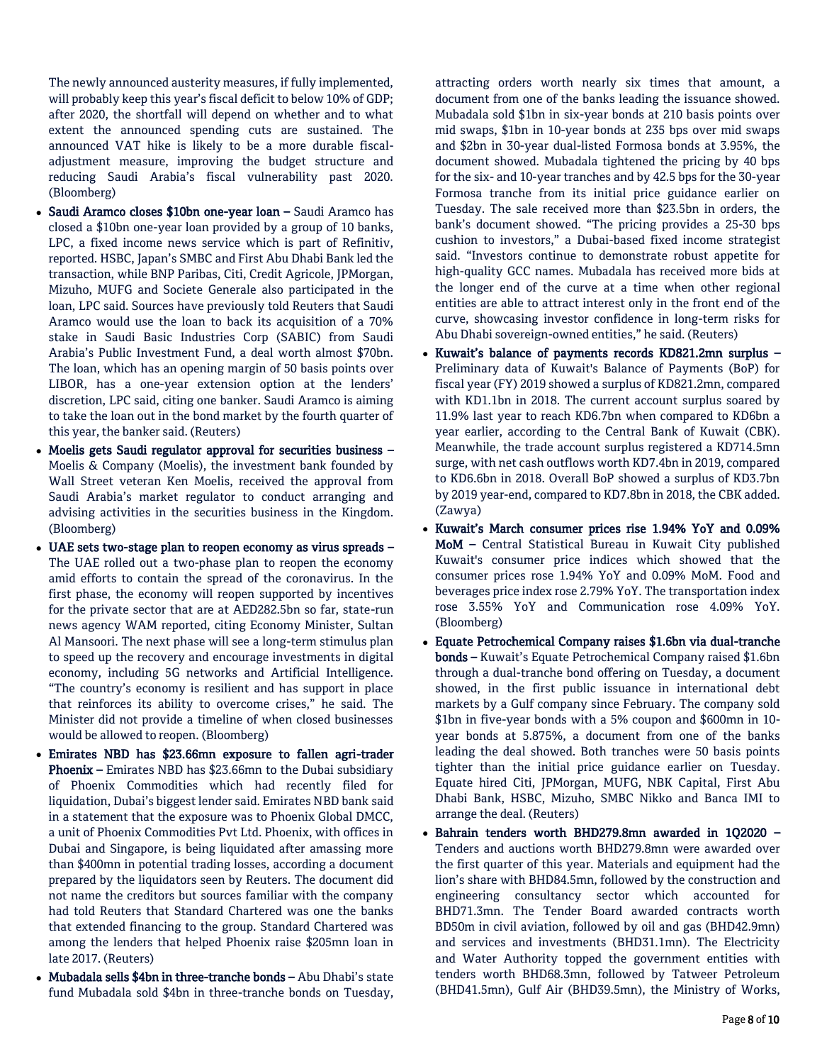The newly announced austerity measures, if fully implemented, will probably keep this year's fiscal deficit to below 10% of GDP; after 2020, the shortfall will depend on whether and to what extent the announced spending cuts are sustained. The announced VAT hike is likely to be a more durable fiscal-adjustment measure, improving the budget structure and reducing Saudi Arabia's fiscal vulnerability past 2020. (Bloomberg)

- **Saudi Aramco closes $10bn one-year loan –** Saudi Aramco has closed a $10bn one-year loan provided by a group of 10 banks, LPC, a fixed income news service which is part of Refinitiv, reported. HSBC, Japan's SMBC and First Abu Dhabi Bank led the transaction, while BNP Paribas, Citi, Credit Agricole, JPMorgan, Mizuho, MUFG and Societe Generale also participated in the loan, LPC said. Sources have previously told Reuters that Saudi Aramco would use the loan to back its acquisition of a 70% stake in Saudi Basic Industries Corp (SABIC) from Saudi Arabia's Public Investment Fund, a deal worth almost $70bn. The loan, which has an opening margin of 50 basis points over LIBOR, has a one-year extension option at the lenders' discretion, LPC said, citing one banker. Saudi Aramco is aiming to take the loan out in the bond market by the fourth quarter of this year, the banker said. (Reuters)
- **Moelis gets Saudi regulator approval for securities business –** Moelis & Company (Moelis), the investment bank founded by Wall Street veteran Ken Moelis, received the approval from Saudi Arabia's market regulator to conduct arranging and advising activities in the securities business in the Kingdom. (Bloomberg)
- **UAE sets two-stage plan to reopen economy as virus spreads –** The UAE rolled out a two-phase plan to reopen the economy amid efforts to contain the spread of the coronavirus. In the first phase, the economy will reopen supported by incentives for the private sector that are at AED282.5bn so far, state-run news agency WAM reported, citing Economy Minister, Sultan Al Mansoori. The next phase will see a long-term stimulus plan to speed up the recovery and encourage investments in digital economy, including 5G networks and Artificial Intelligence. "The country's economy is resilient and has support in place that reinforces its ability to overcome crises," he said. The Minister did not provide a timeline of when closed businesses would be allowed to reopen. (Bloomberg)
- **Emirates NBD has $23.66mn exposure to fallen agri-trader Phoenix –** Emirates NBD has $23.66mn to the Dubai subsidiary of Phoenix Commodities which had recently filed for liquidation, Dubai's biggest lender said. Emirates NBD bank said in a statement that the exposure was to Phoenix Global DMCC, a unit of Phoenix Commodities Pvt Ltd. Phoenix, with offices in Dubai and Singapore, is being liquidated after amassing more than $400mn in potential trading losses, according a document prepared by the liquidators seen by Reuters. The document did not name the creditors but sources familiar with the company had told Reuters that Standard Chartered was one the banks that extended financing to the group. Standard Chartered was among the lenders that helped Phoenix raise $205mn loan in late 2017. (Reuters)
- **Mubadala sells $4bn in three-tranche bonds –** Abu Dhabi's state fund Mubadala sold $4bn in three-tranche bonds on Tuesday, attracting orders worth nearly six times that amount, a document from one of the banks leading the issuance showed. Mubadala sold $1bn in six-year bonds at 210 basis points over mid swaps, $1bn in 10-year bonds at 235 bps over mid swaps and $2bn in 30-year dual-listed Formosa bonds at 3.95%, the document showed. Mubadala tightened the pricing by 40 bps for the six- and 10-year tranches and by 42.5 bps for the 30-year Formosa tranche from its initial price guidance earlier on Tuesday. The sale received more than $23.5bn in orders, the bank's document showed. "The pricing provides a 25-30 bps cushion to investors," a Dubai-based fixed income strategist said. "Investors continue to demonstrate robust appetite for high-quality GCC names. Mubadala has received more bids at the longer end of the curve at a time when other regional entities are able to attract interest only in the front end of the curve, showcasing investor confidence in long-term risks for Abu Dhabi sovereign-owned entities," he said. (Reuters)
- **Kuwait's balance of payments records KD821.2mn surplus –** Preliminary data of Kuwait's Balance of Payments (BoP) for fiscal year (FY) 2019 showed a surplus of KD821.2mn, compared with KD1.1bn in 2018. The current account surplus soared by 11.9% last year to reach KD6.7bn when compared to KD6bn a year earlier, according to the Central Bank of Kuwait (CBK). Meanwhile, the trade account surplus registered a KD714.5mn surge, with net cash outflows worth KD7.4bn in 2019, compared to KD6.6bn in 2018. Overall BoP showed a surplus of KD3.7bn by 2019 year-end, compared to KD7.8bn in 2018, the CBK added. (Zawya)
- **Kuwait's March consumer prices rise 1.94% YoY and 0.09% MoM –** Central Statistical Bureau in Kuwait City published Kuwait's consumer price indices which showed that the consumer prices rose 1.94% YoY and 0.09% MoM. Food and beverages price index rose 2.79% YoY. The transportation index rose 3.55% YoY and Communication rose 4.09% YoY. (Bloomberg)
- **Equate Petrochemical Company raises $1.6bn via dual-tranche bonds –** Kuwait's Equate Petrochemical Company raised $1.6bn through a dual-tranche bond offering on Tuesday, a document showed, in the first public issuance in international debt markets by a Gulf company since February. The company sold $1bn in five-year bonds with a 5% coupon and $600mn in 10-year bonds at 5.875%, a document from one of the banks leading the deal showed. Both tranches were 50 basis points tighter than the initial price guidance earlier on Tuesday. Equate hired Citi, JPMorgan, MUFG, NBK Capital, First Abu Dhabi Bank, HSBC, Mizuho, SMBC Nikko and Banca IMI to arrange the deal. (Reuters)
- **Bahrain tenders worth BHD279.8mn awarded in 1Q2020 –** Tenders and auctions worth BHD279.8mn were awarded over the first quarter of this year. Materials and equipment had the lion's share with BHD84.5mn, followed by the construction and engineering consultancy sector which accounted for BHD71.3mn. The Tender Board awarded contracts worth BD50m in civil aviation, followed by oil and gas (BHD42.9mn) and services and investments (BHD31.1mn). The Electricity and Water Authority topped the government entities with tenders worth BHD68.3mn, followed by Tatweer Petroleum (BHD41.5mn), Gulf Air (BHD39.5mn), the Ministry of Works,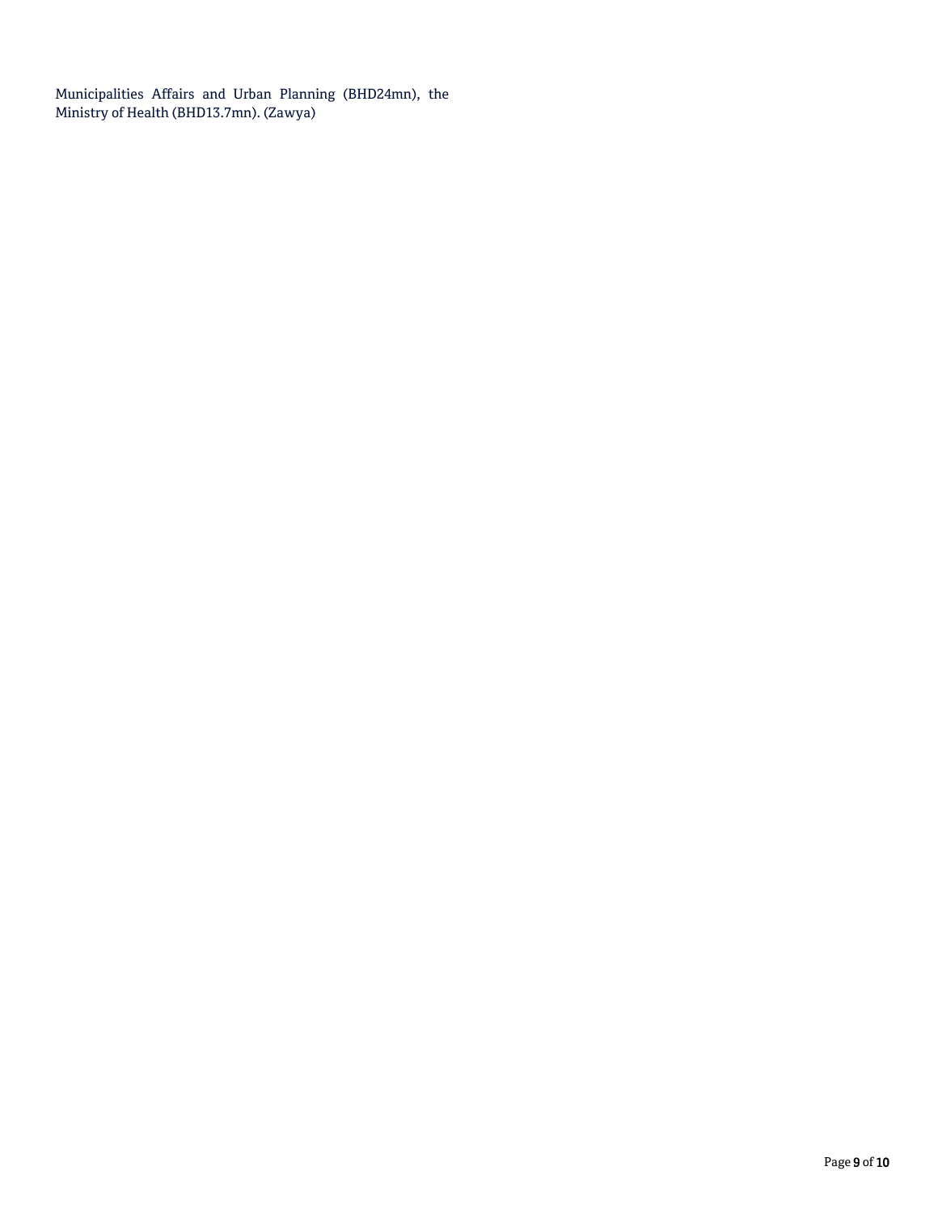Municipalities Affairs and Urban Planning (BHD24mn), the Ministry of Health (BHD13.7mn). (Zawya)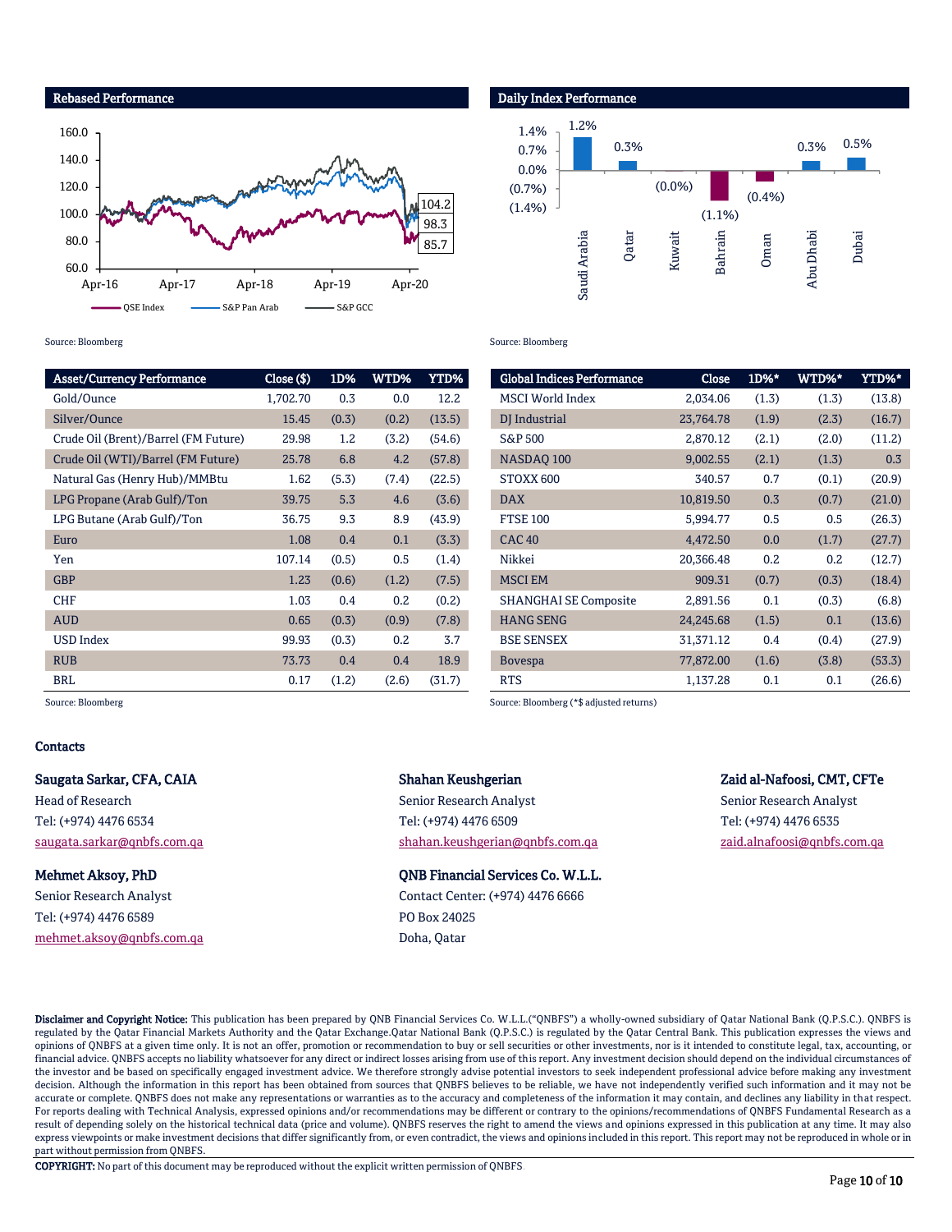**Rebased Performance**

160.0
140.0
120.0
100.0
80.0
60.0

Apr-16 Apr-17 Apr-18 Apr-19 Apr-20

104.2
98.3
85.7

QSE Index S&P Pan Arab S&P GCC

Source: Bloomberg

**Daily Index Performance**

1.4%
0.7%
0.0%
(0.7%)
(1.4%)

1.2% 0.3% (0.0%) (1.1%) (0.4%) 0.3% 0.5%

Saudi Arabia Qatar Kuwait Bahrain Oman Abu Dhabi Dubai

Source: Bloomberg

| Asset/Currency Performance | Close ($) | 1D% | WTD% | YTD% |
|---|---|---|---|---|
| Gold/Ounce | 1,702.70 | 0.3 | 0.0 | 12.2 |
| Silver/Ounce | 15.45 | (0.3) | (0.2) | (13.5) |
| Crude Oil (Brent)/Barrel (FM Future) | 29.98 | 1.2 | (3.2) | (54.6) |
| Crude Oil (WTI)/Barrel (FM Future) | 25.78 | 6.8 | 4.2 | (57.8) |
| Natural Gas (Henry Hub)/MMBtu | 1.62 | (5.3) | (7.4) | (22.5) |
| LPG Propane (Arab Gulf)/Ton | 39.75 | 5.3 | 4.6 | (3.6) |
| LPG Butane (Arab Gulf)/Ton | 36.75 | 9.3 | 8.9 | (43.9) |
| Euro | 1.08 | 0.4 | 0.1 | (3.3) |
| Yen | 107.14 | (0.5) | 0.5 | (1.4) |
| GBP | 1.23 | (0.6) | (1.2) | (7.5) |
| CHF | 1.03 | 0.4 | 0.2 | (0.2) |
| AUD | 0.65 | (0.3) | (0.9) | (7.8) |
| USD Index | 99.93 | (0.3) | 0.2 | 3.7 |
| RUB | 73.73 | 0.4 | 0.4 | 18.9 |
| BRL | 0.17 | (1.2) | (2.6) | (31.7) |

Source: Bloomberg

| Global Indices Performance | Close | 1D%* | WTD%* | YTD%* |
|---|---|---|---|---|
| MSCI World Index | 2,034.06 | (1.3) | (1.3) | (13.8) |
| DJ Industrial | 23,764.78 | (1.9) | (2.3) | (16.7) |
| S&P 500 | 2,870.12 | (2.1) | (2.0) | (11.2) |
| NASDAQ 100 | 9,002.55 | (2.1) | (1.3) | 0.3 |
| STOXX 600 | 340.57 | 0.7 | (0.1) | (20.9) |
| DAX | 10,819.50 | 0.3 | (0.7) | (21.0) |
| FTSE 100 | 5,994.77 | 0.5 | 0.5 | (26.3) |
| CAC 40 | 4,472.50 | 0.0 | (1.7) | (27.7) |
| Nikkei | 20,366.48 | 0.2 | 0.2 | (12.7) |
| MSCI EM | 909.31 | (0.7) | (0.3) | (18.4) |
| SHANGHAI SE Composite | 2,891.56 | 0.1 | (0.3) | (6.8) |
| HANG SENG | 24,245.68 | (1.5) | 0.1 | (13.6) |
| BSE SENSEX | 31,371.12 | 0.4 | (0.4) | (27.9) |
| Bovespa | 77,872.00 | (1.6) | (3.8) | (53.3) |
| RTS | 1,137.28 | 0.1 | 0.1 | (26.6) |

Source: Bloomberg (*$ adjusted returns)

## Contacts

**Saugata Sarkar, CFA, CAIA**
Head of Research
Tel: (+974) 4476 6534
saugata.sarkar@qnbfs.com.qa

**Shahan Keushgerian**
Senior Research Analyst
Tel: (+974) 4476 6509
shahan.keushgerian@qnbfs.com.qa

**Zaid al-Nafoosi, CMT, CFTe**
Senior Research Analyst
Tel: (+974) 4476 6535
zaid.alnafoosi@qnbfs.com.qa

**Mehmet Aksoy, PhD**
Senior Research Analyst
Tel: (+974) 4476 6589
mehmet.aksoy@qnbfs.com.qa

**QNB Financial Services Co. W.L.L.**
Contact Center: (+974) 4476 6666
PO Box 24025
Doha, Qatar

**Disclaimer and Copyright Notice:** This publication has been prepared by QNB Financial Services Co. W.L.L.("QNBFS") a wholly-owned subsidiary of Qatar National Bank (Q.P.S.C.). QNBFS is regulated by the Qatar Financial Markets Authority and the Qatar Exchange.Qatar National Bank (Q.P.S.C.) is regulated by the Qatar Central Bank. This publication expresses the views and opinions of QNBFS at a given time only. It is not an offer, promotion or recommendation to buy or sell securities or other investments, nor is it intended to constitute legal, tax, accounting, or financial advice. QNBFS accepts no liability whatsoever for any direct or indirect losses arising from use of this report. Any investment decision should depend on the individual circumstances of the investor and be based on specifically engaged investment advice. We therefore strongly advise potential investors to seek independent professional advice before making any investment decision. Although the information in this report has been obtained from sources that QNBFS believes to be reliable, we have not independently verified such information and it may not be accurate or complete. QNBFS does not make any representations or warranties as to the accuracy and completeness of the information it may contain, and declines any liability in that respect. For reports dealing with Technical Analysis, expressed opinions and/or recommendations may be different or contrary to the opinions/recommendations of QNBFS Fundamental Research as a result of depending solely on the historical technical data (price and volume). QNBFS reserves the right to amend the views and opinions expressed in this publication at any time. It may also express viewpoints or make investment decisions that differ significantly from, or even contradict, the views and opinions included in this report. This report may not be reproduced in whole or in part without permission from QNBFS.

**COPYRIGHT:** No part of this document may be reproduced without the explicit written permission of QNBFS